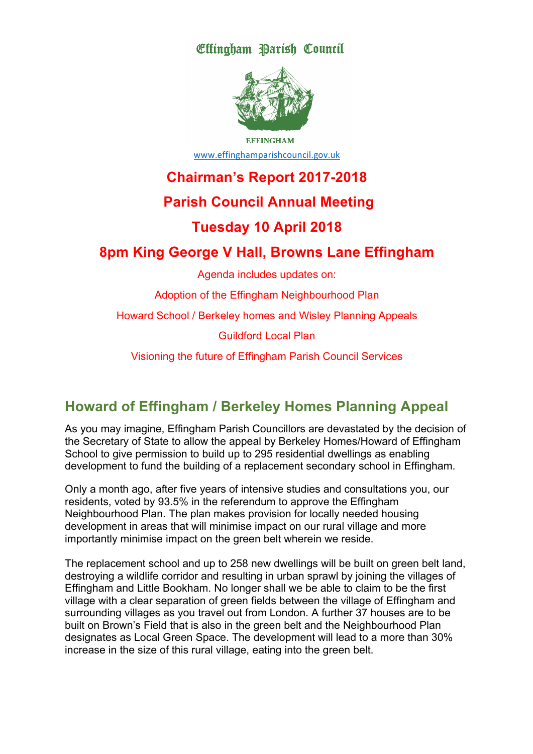Effingham Parish Council

EFFINGHAM

www.effinghamparishcouncil.gov.uk

# Chairman's Report 2017-2018

# Parish Council Annual Meeting

# Tuesday 10 April 2018

# 8pm King George V Hall, Browns Lane Effingham

Agenda includes updates on:

Adoption of the Effingham Neighbourhood Plan

Howard School / Berkeley homes and Wisley Planning Appeals

Guildford Local Plan

Visioning the future of Effingham Parish Council Services

## Howard of Effingham / Berkeley Homes Planning Appeal

As you may imagine, Effingham Parish Councillors are devastated by the decision of the Secretary of State to allow the appeal by Berkeley Homes/Howard of Effingham School to give permission to build up to 295 residential dwellings as enabling development to fund the building of a replacement secondary school in Effingham.

Only a month ago, after five years of intensive studies and consultations you, our residents, voted by 93.5% in the referendum to approve the Effingham Neighbourhood Plan. The plan makes provision for locally needed housing development in areas that will minimise impact on our rural village and more importantly minimise impact on the green belt wherein we reside.

The replacement school and up to 258 new dwellings will be built on green belt land, destroying a wildlife corridor and resulting in urban sprawl by joining the villages of Effingham and Little Bookham. No longer shall we be able to claim to be the first village with a clear separation of green fields between the village of Effingham and surrounding villages as you travel out from London. A further 37 houses are to be built on Brown's Field that is also in the green belt and the Neighbourhood Plan designates as Local Green Space. The development will lead to a more than 30% increase in the size of this rural village, eating into the green belt.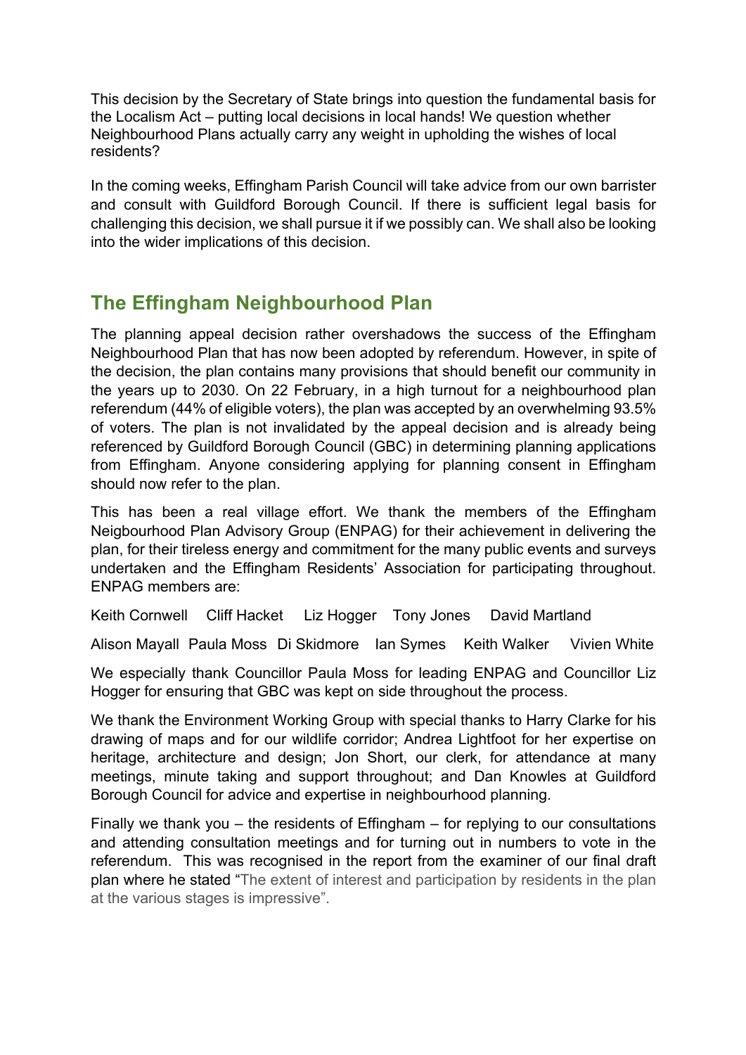This decision by the Secretary of State brings into question the fundamental basis for the Localism Act – putting local decisions in local hands! We question whether Neighbourhood Plans actually carry any weight in upholding the wishes of local residents?

In the coming weeks, Effingham Parish Council will take advice from our own barrister and consult with Guildford Borough Council. If there is sufficient legal basis for challenging this decision, we shall pursue it if we possibly can. We shall also be looking into the wider implications of this decision.

## The Effingham Neighbourhood Plan

The planning appeal decision rather overshadows the success of the Effingham Neighbourhood Plan that has now been adopted by referendum. However, in spite of the decision, the plan contains many provisions that should benefit our community in the years up to 2030. On 22 February, in a high turnout for a neighbourhood plan referendum (44% of eligible voters), the plan was accepted by an overwhelming 93.5% of voters. The plan is not invalidated by the appeal decision and is already being referenced by Guildford Borough Council (GBC) in determining planning applications from Effingham. Anyone considering applying for planning consent in Effingham should now refer to the plan.

This has been a real village effort. We thank the members of the Effingham Neigbourhood Plan Advisory Group (ENPAG) for their achievement in delivering the plan, for their tireless energy and commitment for the many public events and surveys undertaken and the Effingham Residents' Association for participating throughout. ENPAG members are:

Keith Cornwell   Cliff Hacket   Liz Hogger   Tony Jones   David Martland

Alison Mayall   Paula Moss   Di Skidmore   Ian Symes   Keith Walker   Vivien White

We especially thank Councillor Paula Moss for leading ENPAG and Councillor Liz Hogger for ensuring that GBC was kept on side throughout the process.

We thank the Environment Working Group with special thanks to Harry Clarke for his drawing of maps and for our wildlife corridor; Andrea Lightfoot for her expertise on heritage, architecture and design; Jon Short, our clerk, for attendance at many meetings, minute taking and support throughout; and Dan Knowles at Guildford Borough Council for advice and expertise in neighbourhood planning.

Finally we thank you – the residents of Effingham – for replying to our consultations and attending consultation meetings and for turning out in numbers to vote in the referendum. This was recognised in the report from the examiner of our final draft plan where he stated "The extent of interest and participation by residents in the plan at the various stages is impressive".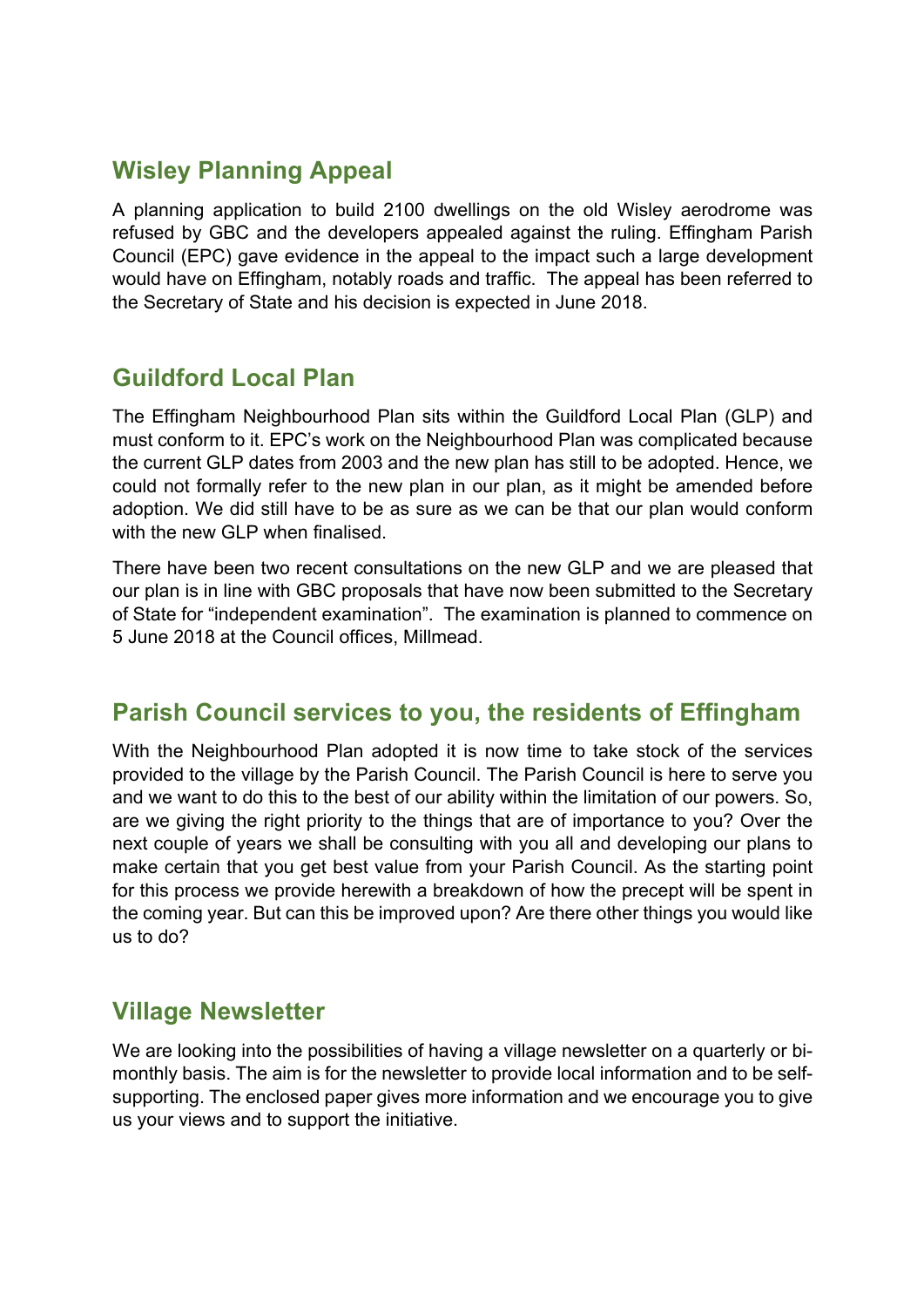## Wisley Planning Appeal

A planning application to build 2100 dwellings on the old Wisley aerodrome was refused by GBC and the developers appealed against the ruling. Effingham Parish Council (EPC) gave evidence in the appeal to the impact such a large development would have on Effingham, notably roads and traffic. The appeal has been referred to the Secretary of State and his decision is expected in June 2018.

## Guildford Local Plan

The Effingham Neighbourhood Plan sits within the Guildford Local Plan (GLP) and must conform to it. EPC's work on the Neighbourhood Plan was complicated because the current GLP dates from 2003 and the new plan has still to be adopted. Hence, we could not formally refer to the new plan in our plan, as it might be amended before adoption. We did still have to be as sure as we can be that our plan would conform with the new GLP when finalised.

There have been two recent consultations on the new GLP and we are pleased that our plan is in line with GBC proposals that have now been submitted to the Secretary of State for "independent examination". The examination is planned to commence on 5 June 2018 at the Council offices, Millmead.

## Parish Council services to you, the residents of Effingham

With the Neighbourhood Plan adopted it is now time to take stock of the services provided to the village by the Parish Council. The Parish Council is here to serve you and we want to do this to the best of our ability within the limitation of our powers. So, are we giving the right priority to the things that are of importance to you? Over the next couple of years we shall be consulting with you all and developing our plans to make certain that you get best value from your Parish Council. As the starting point for this process we provide herewith a breakdown of how the precept will be spent in the coming year. But can this be improved upon? Are there other things you would like us to do?

## Village Newsletter

We are looking into the possibilities of having a village newsletter on a quarterly or bi-monthly basis. The aim is for the newsletter to provide local information and to be self-supporting. The enclosed paper gives more information and we encourage you to give us your views and to support the initiative.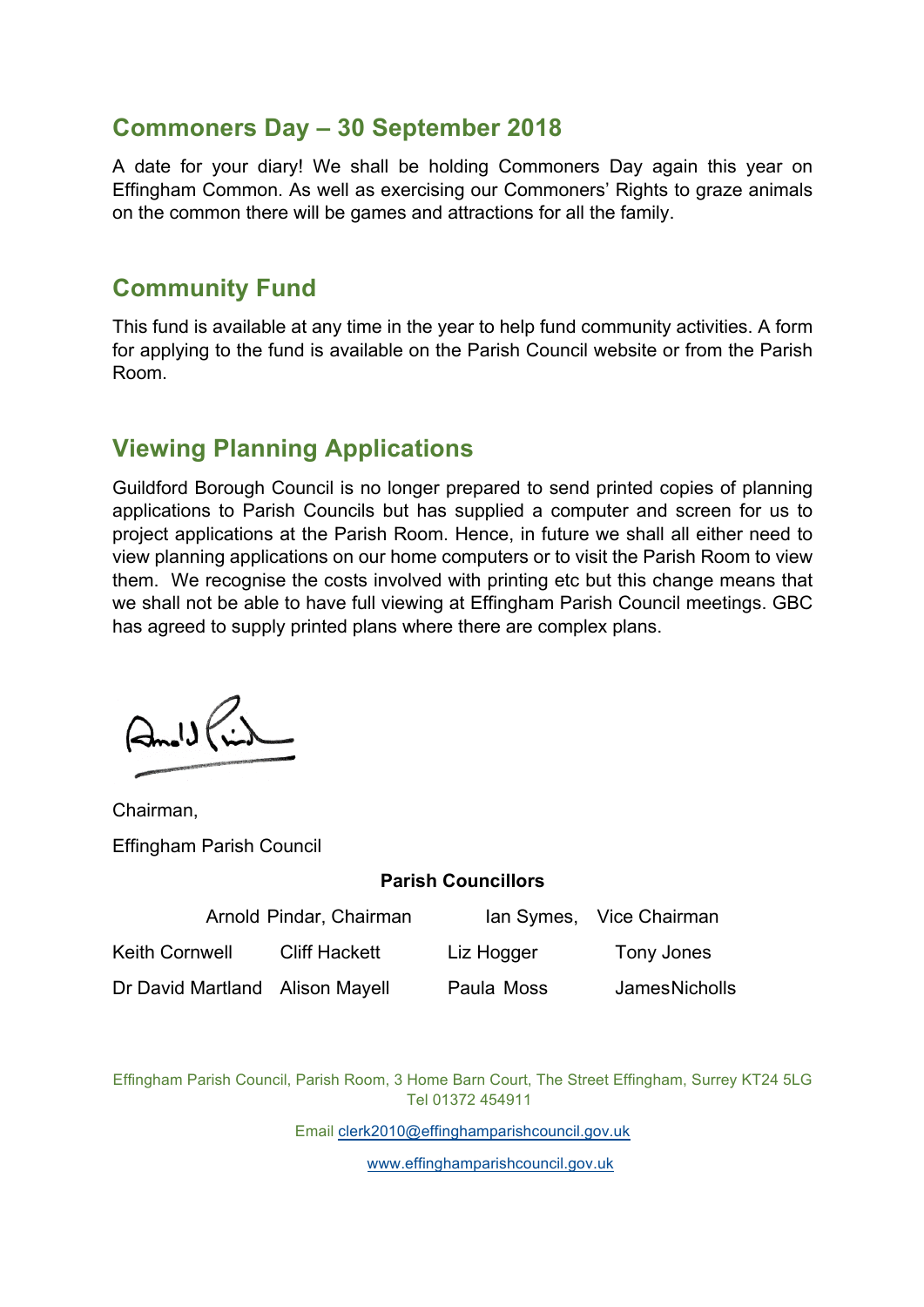## Commoners Day – 30 September 2018

A date for your diary! We shall be holding Commoners Day again this year on Effingham Common. As well as exercising our Commoners' Rights to graze animals on the common there will be games and attractions for all the family.

## Community Fund

This fund is available at any time in the year to help fund community activities. A form for applying to the fund is available on the Parish Council website or from the Parish Room.

## Viewing Planning Applications

Guildford Borough Council is no longer prepared to send printed copies of planning applications to Parish Councils but has supplied a computer and screen for us to project applications at the Parish Room. Hence, in future we shall all either need to view planning applications on our home computers or to visit the Parish Room to view them. We recognise the costs involved with printing etc but this change means that we shall not be able to have full viewing at Effingham Parish Council meetings. GBC has agreed to supply printed plans where there are complex plans.

Chairman,

Effingham Parish Council

**Parish Councillors**

| | | | |
|---|---|---|---|
| | Arnold Pindar, Chairman | Ian Symes, | Vice Chairman |
| Keith Cornwell | Cliff Hackett | Liz Hogger | Tony Jones |
| Dr David Martland | Alison Mayell | Paula Moss | JamesNicholls |

Effingham Parish Council, Parish Room, 3 Home Barn Court, The Street Effingham, Surrey KT24 5LG
Tel 01372 454911

Email clerk2010@effinghamparishcouncil.gov.uk

www.effinghamparishcouncil.gov.uk